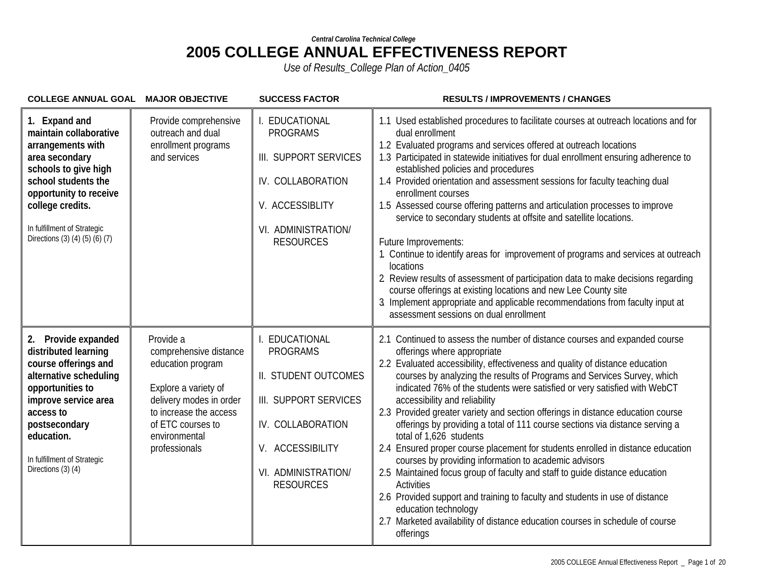*Central Carolina Technical College*

# 2005 COLLEGE ANNUAL EFFECTIVENESS REPORT

*Use of Results_College Plan of Action_0405*

| COLLEGE ANNUAL GOAL | MAJOR OBJECTIVE | SUCCESS FACTOR | RESULTS / IMPROVEMENTS / CHANGES |
|---|---|---|---|
| **1. Expand and maintain collaborative arrangements with area secondary schools to give high school students the opportunity to receive college credits.**<br><br>In fulfillment of Strategic Directions (3) (4) (5) (6) (7) | Provide comprehensive outreach and dual enrollment programs and services | I. EDUCATIONAL PROGRAMS<br><br>III. SUPPORT SERVICES<br><br>IV. COLLABORATION<br><br>V. ACCESSIBLITY<br><br>VI. ADMINISTRATION/ RESOURCES | 1.1 Used established procedures to facilitate courses at outreach locations and for dual enrollment<br>1.2 Evaluated programs and services offered at outreach locations<br>1.3 Participated in statewide initiatives for dual enrollment ensuring adherence to established policies and procedures<br>1.4 Provided orientation and assessment sessions for faculty teaching dual enrollment courses<br>1.5 Assessed course offering patterns and articulation processes to improve service to secondary students at offsite and satellite locations.<br><br>Future Improvements:<br>1. Continue to identify areas for improvement of programs and services at outreach locations<br>2. Review results of assessment of participation data to make decisions regarding course offerings at existing locations and new Lee County site<br>3. Implement appropriate and applicable recommendations from faculty input at assessment sessions on dual enrollment |
| **2. Provide expanded distributed learning course offerings and alternative scheduling opportunities to improve service area access to postsecondary education.**<br><br>In fulfillment of Strategic Directions (3) (4) | Provide a comprehensive distance education program<br><br>Explore a variety of delivery modes in order to increase the access of ETC courses to environmental professionals | I. EDUCATIONAL PROGRAMS<br><br>II. STUDENT OUTCOMES<br><br>III. SUPPORT SERVICES<br><br>IV. COLLABORATION<br><br>V. ACCESSIBILITY<br><br>VI. ADMINISTRATION/ RESOURCES | 2.1 Continued to assess the number of distance courses and expanded course offerings where appropriate<br>2.2 Evaluated accessibility, effectiveness and quality of distance education courses by analyzing the results of Programs and Services Survey, which indicated 76% of the students were satisfied or very satisfied with WebCT accessibility and reliability<br>2.3 Provided greater variety and section offerings in distance education course offerings by providing a total of 111 course sections via distance serving a total of 1,626 students<br>2.4 Ensured proper course placement for students enrolled in distance education courses by providing information to academic advisors<br>2.5 Maintained focus group of faculty and staff to guide distance education Activities<br>2.6 Provided support and training to faculty and students in use of distance education technology<br>2.7 Marketed availability of distance education courses in schedule of course offerings |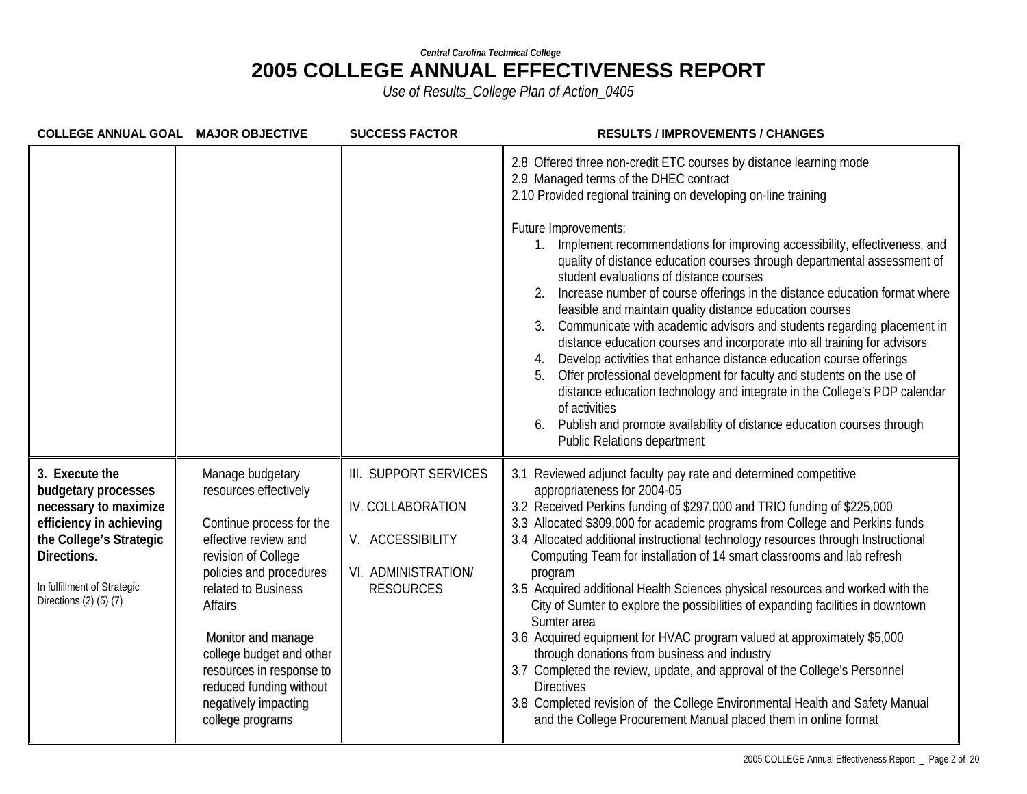*Central Carolina Technical College*

# 2005 COLLEGE ANNUAL EFFECTIVENESS REPORT

*Use of Results_College Plan of Action_0405*

| COLLEGE ANNUAL GOAL | MAJOR OBJECTIVE | SUCCESS FACTOR | RESULTS / IMPROVEMENTS / CHANGES |
|---|---|---|---|
| | | | 2.8 Offered three non-credit ETC courses by distance learning mode<br>2.9 Managed terms of the DHEC contract<br>2.10 Provided regional training on developing on-line training<br><br>Future Improvements:<br>1. Implement recommendations for improving accessibility, effectiveness, and quality of distance education courses through departmental assessment of student evaluations of distance courses<br>2. Increase number of course offerings in the distance education format where feasible and maintain quality distance education courses<br>3. Communicate with academic advisors and students regarding placement in distance education courses and incorporate into all training for advisors<br>4. Develop activities that enhance distance education course offerings<br>5. Offer professional development for faculty and students on the use of distance education technology and integrate in the College's PDP calendar of activities<br>6. Publish and promote availability of distance education courses through Public Relations department |
| **3. Execute the budgetary processes necessary to maximize efficiency in achieving the College's Strategic Directions.**<br><br>In fulfillment of Strategic Directions (2) (5) (7) | Manage budgetary resources effectively<br><br>Continue process for the effective review and revision of College policies and procedures related to Business Affairs<br><br>Monitor and manage college budget and other resources in response to reduced funding without negatively impacting college programs | III. SUPPORT SERVICES<br><br>IV. COLLABORATION<br><br>V. ACCESSIBILITY<br><br>VI. ADMINISTRATION/ RESOURCES | 3.1 Reviewed adjunct faculty pay rate and determined competitive appropriateness for 2004-05<br>3.2 Received Perkins funding of $297,000 and TRIO funding of $225,000<br>3.3 Allocated $309,000 for academic programs from College and Perkins funds<br>3.4 Allocated additional instructional technology resources through Instructional Computing Team for installation of 14 smart classrooms and lab refresh program<br>3.5 Acquired additional Health Sciences physical resources and worked with the City of Sumter to explore the possibilities of expanding facilities in downtown Sumter area<br>3.6 Acquired equipment for HVAC program valued at approximately $5,000 through donations from business and industry<br>3.7 Completed the review, update, and approval of the College's Personnel Directives<br>3.8 Completed revision of the College Environmental Health and Safety Manual and the College Procurement Manual placed them in online format |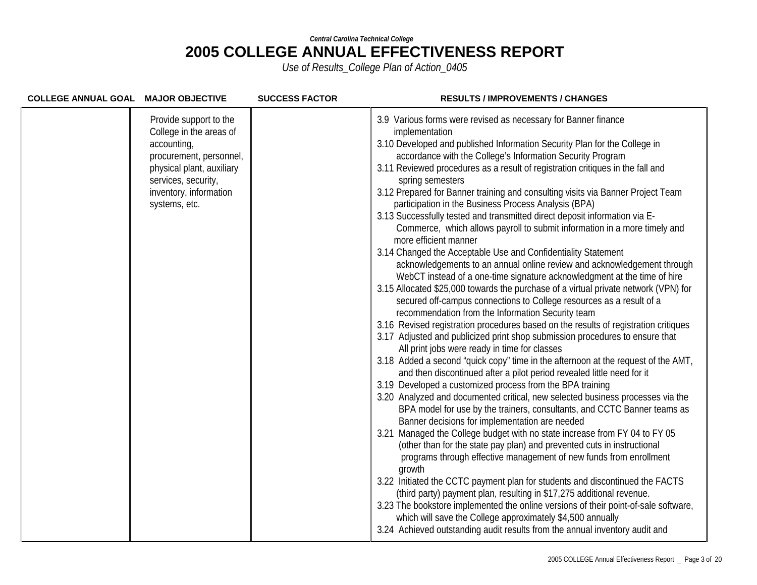*Central Carolina Technical College*

# 2005 COLLEGE ANNUAL EFFECTIVENESS REPORT

*Use of Results_College Plan of Action_0405*

| COLLEGE ANNUAL GOAL | MAJOR OBJECTIVE | SUCCESS FACTOR | RESULTS / IMPROVEMENTS / CHANGES |
|---|---|---|---|
| | Provide support to the College in the areas of accounting, procurement, personnel, physical plant, auxiliary services, security, inventory, information systems, etc. | | 3.9 Various forms were revised as necessary for Banner finance implementation<br>3.10 Developed and published Information Security Plan for the College in accordance with the College's Information Security Program<br>3.11 Reviewed procedures as a result of registration critiques in the fall and spring semesters<br>3.12 Prepared for Banner training and consulting visits via Banner Project Team participation in the Business Process Analysis (BPA)<br>3.13 Successfully tested and transmitted direct deposit information via E-Commerce, which allows payroll to submit information in a more timely and more efficient manner<br>3.14 Changed the Acceptable Use and Confidentiality Statement acknowledgements to an annual online review and acknowledgement through WebCT instead of a one-time signature acknowledgment at the time of hire<br>3.15 Allocated $25,000 towards the purchase of a virtual private network (VPN) for secured off-campus connections to College resources as a result of a recommendation from the Information Security team<br>3.16 Revised registration procedures based on the results of registration critiques<br>3.17 Adjusted and publicized print shop submission procedures to ensure that All print jobs were ready in time for classes<br>3.18 Added a second "quick copy" time in the afternoon at the request of the AMT, and then discontinued after a pilot period revealed little need for it<br>3.19 Developed a customized process from the BPA training<br>3.20 Analyzed and documented critical, new selected business processes via the BPA model for use by the trainers, consultants, and CCTC Banner teams as Banner decisions for implementation are needed<br>3.21 Managed the College budget with no state increase from FY 04 to FY 05 (other than for the state pay plan) and prevented cuts in instructional programs through effective management of new funds from enrollment growth<br>3.22 Initiated the CCTC payment plan for students and discontinued the FACTS (third party) payment plan, resulting in $17,275 additional revenue.<br>3.23 The bookstore implemented the online versions of their point-of-sale software, which will save the College approximately $4,500 annually<br>3.24 Achieved outstanding audit results from the annual inventory audit and |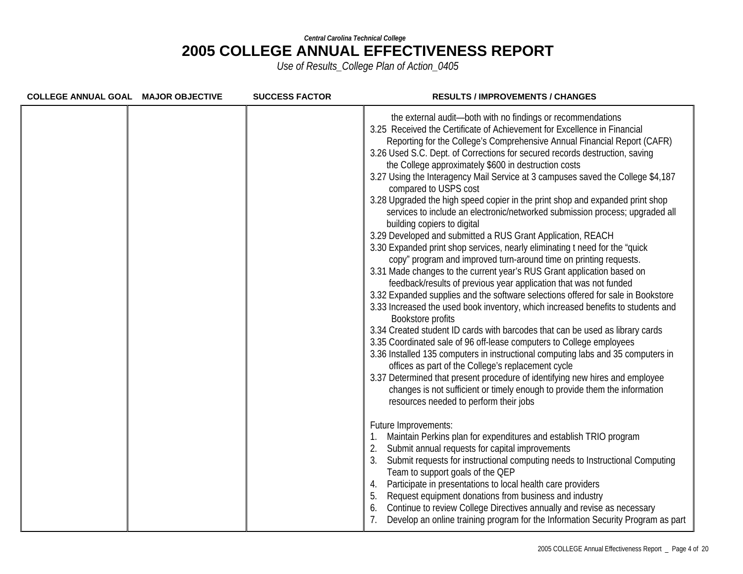*Central Carolina Technical College*

# 2005 COLLEGE ANNUAL EFFECTIVENESS REPORT

*Use of Results_College Plan of Action_0405*

| COLLEGE ANNUAL GOAL | MAJOR OBJECTIVE | SUCCESS FACTOR | RESULTS / IMPROVEMENTS / CHANGES |
|---|---|---|---|
| | | | the external audit—both with no findings or recommendations<br>3.25 Received the Certificate of Achievement for Excellence in Financial Reporting for the College's Comprehensive Annual Financial Report (CAFR)<br>3.26 Used S.C. Dept. of Corrections for secured records destruction, saving the College approximately $600 in destruction costs<br>3.27 Using the Interagency Mail Service at 3 campuses saved the College $4,187 compared to USPS cost<br>3.28 Upgraded the high speed copier in the print shop and expanded print shop services to include an electronic/networked submission process; upgraded all building copiers to digital<br>3.29 Developed and submitted a RUS Grant Application, REACH<br>3.30 Expanded print shop services, nearly eliminating t need for the "quick copy" program and improved turn-around time on printing requests.<br>3.31 Made changes to the current year's RUS Grant application based on feedback/results of previous year application that was not funded<br>3.32 Expanded supplies and the software selections offered for sale in Bookstore<br>3.33 Increased the used book inventory, which increased benefits to students and Bookstore profits<br>3.34 Created student ID cards with barcodes that can be used as library cards<br>3.35 Coordinated sale of 96 off-lease computers to College employees<br>3.36 Installed 135 computers in instructional computing labs and 35 computers in offices as part of the College's replacement cycle<br>3.37 Determined that present procedure of identifying new hires and employee changes is not sufficient or timely enough to provide them the information resources needed to perform their jobs<br><br>Future Improvements:<br>1. Maintain Perkins plan for expenditures and establish TRIO program<br>2. Submit annual requests for capital improvements<br>3. Submit requests for instructional computing needs to Instructional Computing Team to support goals of the QEP<br>4. Participate in presentations to local health care providers<br>5. Request equipment donations from business and industry<br>6. Continue to review College Directives annually and revise as necessary<br>7. Develop an online training program for the Information Security Program as part |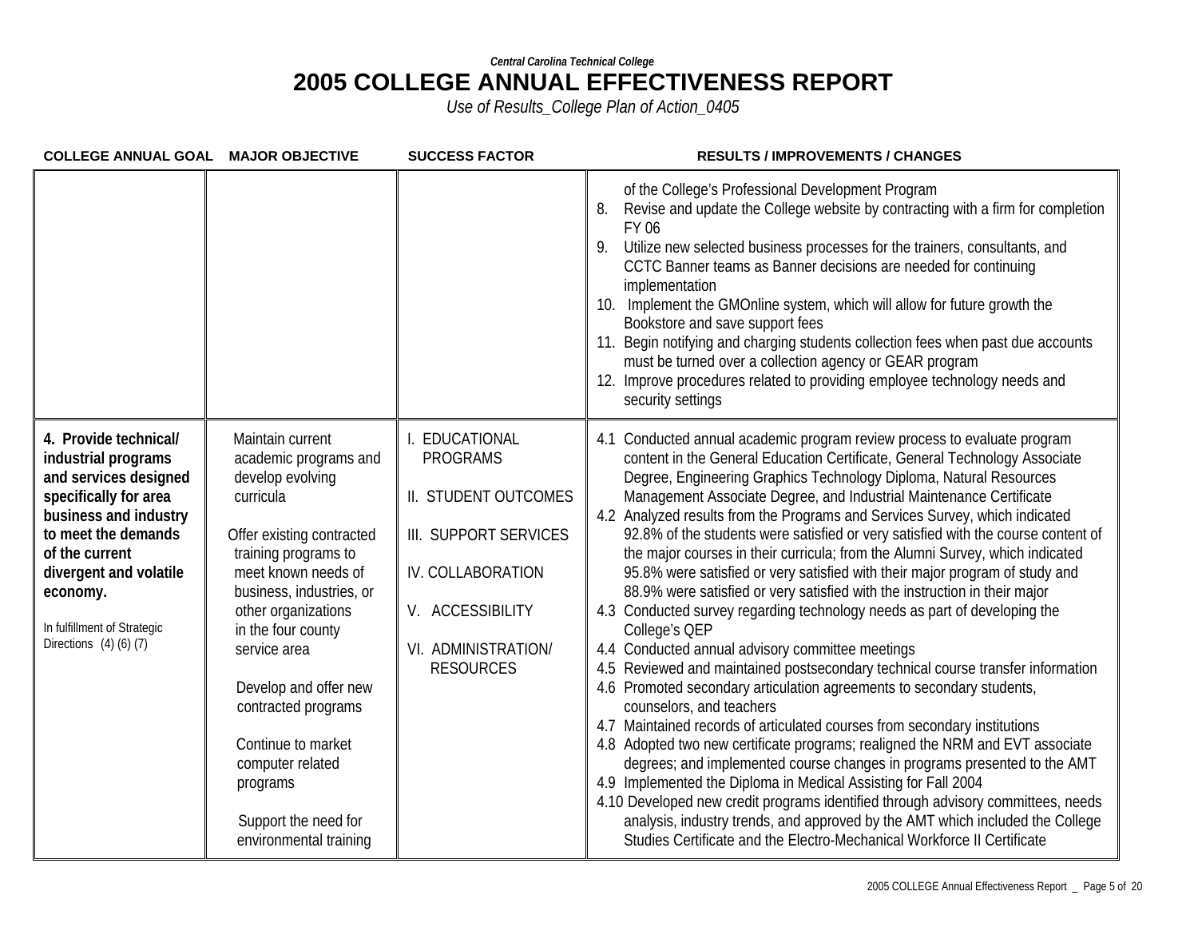*Central Carolina Technical College*

# 2005 COLLEGE ANNUAL EFFECTIVENESS REPORT

*Use of Results_College Plan of Action_0405*

| COLLEGE ANNUAL GOAL | MAJOR OBJECTIVE | SUCCESS FACTOR | RESULTS / IMPROVEMENTS / CHANGES |
|---|---|---|---|
| | | | of the College's Professional Development Program<br>8. Revise and update the College website by contracting with a firm for completion FY 06<br>9. Utilize new selected business processes for the trainers, consultants, and CCTC Banner teams as Banner decisions are needed for continuing implementation<br>10. Implement the GMOnline system, which will allow for future growth the Bookstore and save support fees<br>11. Begin notifying and charging students collection fees when past due accounts must be turned over a collection agency or GEAR program<br>12. Improve procedures related to providing employee technology needs and security settings |
| **4. Provide technical/ industrial programs and services designed specifically for area business and industry to meet the demands of the current divergent and volatile economy.**<br><br>In fulfillment of Strategic Directions (4) (6) (7) | Maintain current academic programs and develop evolving curricula<br><br>Offer existing contracted training programs to meet known needs of business, industries, or other organizations in the four county service area<br><br>Develop and offer new contracted programs<br><br>Continue to market computer related programs<br><br>Support the need for environmental training | I. EDUCATIONAL PROGRAMS<br><br>II. STUDENT OUTCOMES<br><br>III. SUPPORT SERVICES<br><br>IV. COLLABORATION<br><br>V. ACCESSIBILITY<br><br>VI. ADMINISTRATION/ RESOURCES | 4.1 Conducted annual academic program review process to evaluate program content in the General Education Certificate, General Technology Associate Degree, Engineering Graphics Technology Diploma, Natural Resources Management Associate Degree, and Industrial Maintenance Certificate<br>4.2 Analyzed results from the Programs and Services Survey, which indicated 92.8% of the students were satisfied or very satisfied with the course content of the major courses in their curricula; from the Alumni Survey, which indicated 95.8% were satisfied or very satisfied with their major program of study and 88.9% were satisfied or very satisfied with the instruction in their major<br>4.3 Conducted survey regarding technology needs as part of developing the College's QEP<br>4.4 Conducted annual advisory committee meetings<br>4.5 Reviewed and maintained postsecondary technical course transfer information<br>4.6 Promoted secondary articulation agreements to secondary students, counselors, and teachers<br>4.7 Maintained records of articulated courses from secondary institutions<br>4.8 Adopted two new certificate programs; realigned the NRM and EVT associate degrees; and implemented course changes in programs presented to the AMT<br>4.9 Implemented the Diploma in Medical Assisting for Fall 2004<br>4.10 Developed new credit programs identified through advisory committees, needs analysis, industry trends, and approved by the AMT which included the College Studies Certificate and the Electro-Mechanical Workforce II Certificate |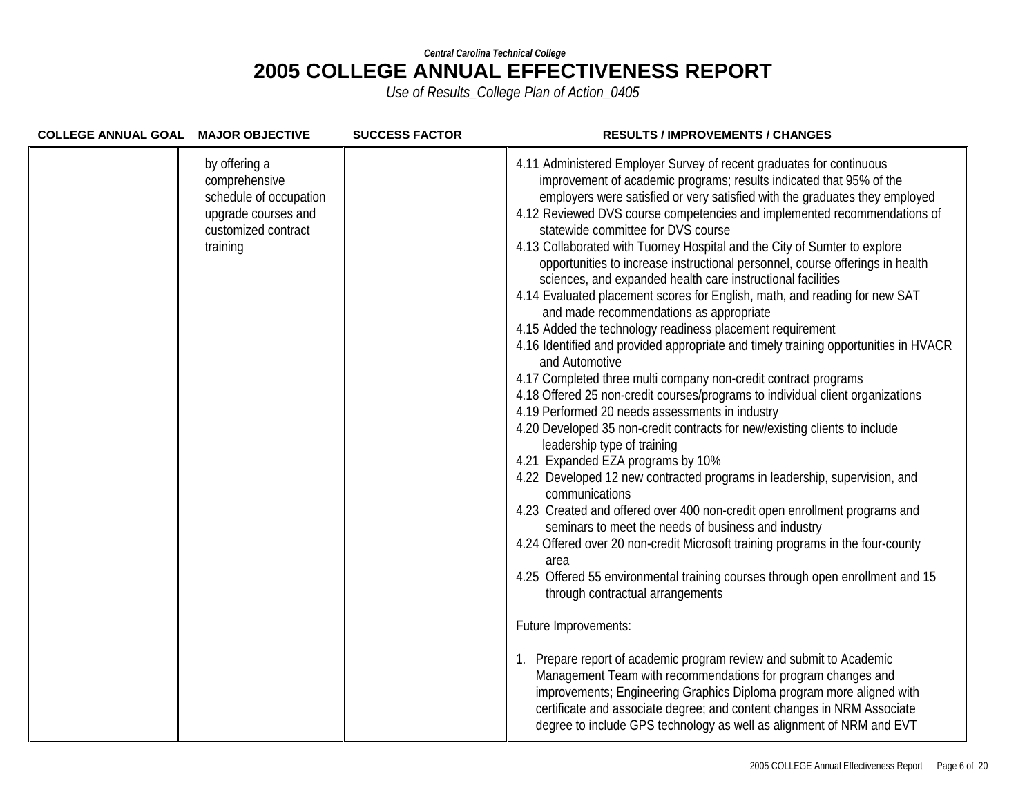*Central Carolina Technical College*

# 2005 COLLEGE ANNUAL EFFECTIVENESS REPORT

*Use of Results_College Plan of Action_0405*

| COLLEGE ANNUAL GOAL | MAJOR OBJECTIVE | SUCCESS FACTOR | RESULTS / IMPROVEMENTS / CHANGES |
|---|---|---|---|
| | by offering a comprehensive schedule of occupation upgrade courses and customized contract training | | 4.11 Administered Employer Survey of recent graduates for continuous improvement of academic programs; results indicated that 95% of the employers were satisfied or very satisfied with the graduates they employed<br>4.12 Reviewed DVS course competencies and implemented recommendations of statewide committee for DVS course<br>4.13 Collaborated with Tuomey Hospital and the City of Sumter to explore opportunities to increase instructional personnel, course offerings in health sciences, and expanded health care instructional facilities<br>4.14 Evaluated placement scores for English, math, and reading for new SAT and made recommendations as appropriate<br>4.15 Added the technology readiness placement requirement<br>4.16 Identified and provided appropriate and timely training opportunities in HVACR and Automotive<br>4.17 Completed three multi company non-credit contract programs<br>4.18 Offered 25 non-credit courses/programs to individual client organizations<br>4.19 Performed 20 needs assessments in industry<br>4.20 Developed 35 non-credit contracts for new/existing clients to include leadership type of training<br>4.21 Expanded EZA programs by 10%<br>4.22 Developed 12 new contracted programs in leadership, supervision, and communications<br>4.23 Created and offered over 400 non-credit open enrollment programs and seminars to meet the needs of business and industry<br>4.24 Offered over 20 non-credit Microsoft training programs in the four-county area<br>4.25 Offered 55 environmental training courses through open enrollment and 15 through contractual arrangements<br><br>Future Improvements:<br><br>1. Prepare report of academic program review and submit to Academic Management Team with recommendations for program changes and improvements; Engineering Graphics Diploma program more aligned with certificate and associate degree; and content changes in NRM Associate degree to include GPS technology as well as alignment of NRM and EVT |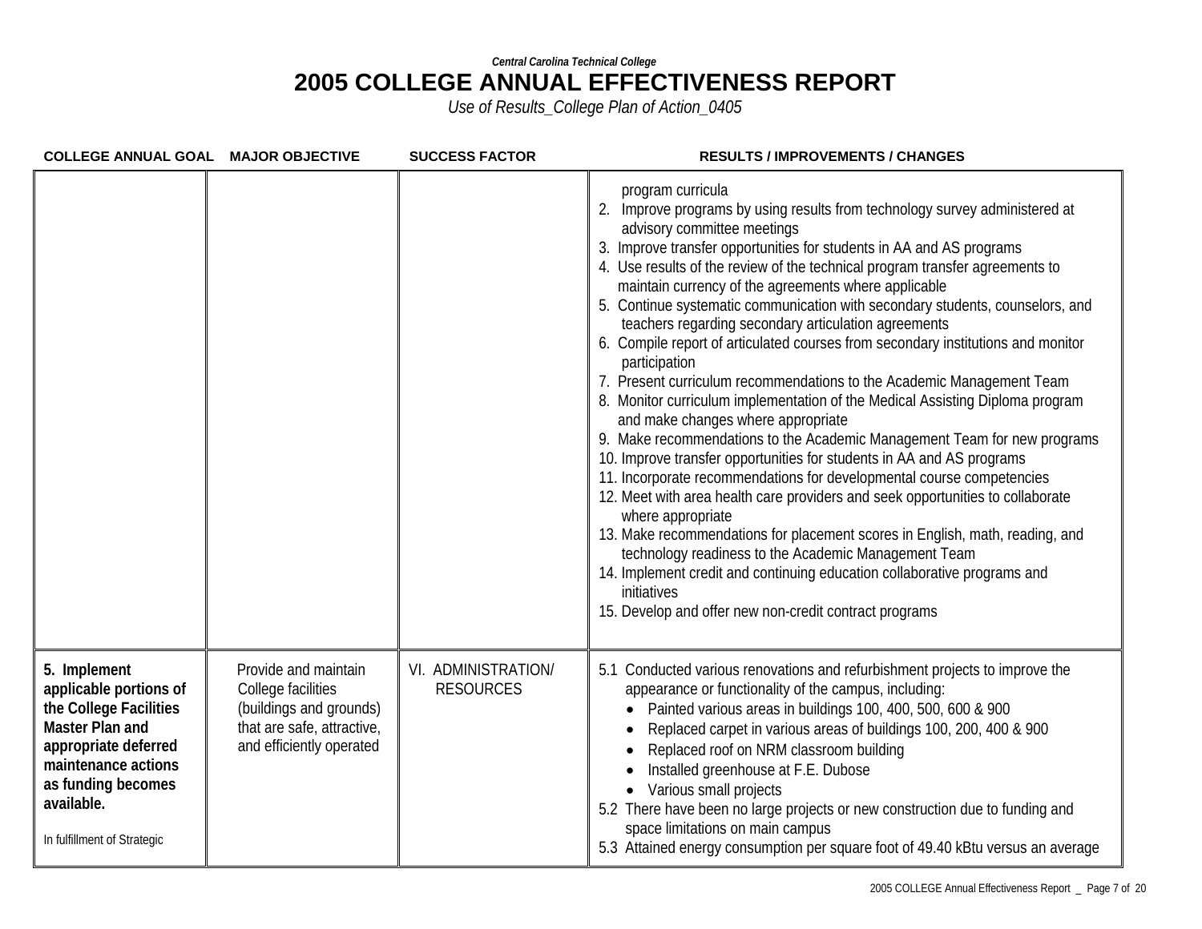*Central Carolina Technical College*

# 2005 COLLEGE ANNUAL EFFECTIVENESS REPORT

*Use of Results_College Plan of Action_0405*

| COLLEGE ANNUAL GOAL | MAJOR OBJECTIVE | SUCCESS FACTOR | RESULTS / IMPROVEMENTS / CHANGES |
|---|---|---|---|
| | | | program curricula<br>2. Improve programs by using results from technology survey administered at advisory committee meetings<br>3. Improve transfer opportunities for students in AA and AS programs<br>4. Use results of the review of the technical program transfer agreements to maintain currency of the agreements where applicable<br>5. Continue systematic communication with secondary students, counselors, and teachers regarding secondary articulation agreements<br>6. Compile report of articulated courses from secondary institutions and monitor participation<br>7. Present curriculum recommendations to the Academic Management Team<br>8. Monitor curriculum implementation of the Medical Assisting Diploma program and make changes where appropriate<br>9. Make recommendations to the Academic Management Team for new programs<br>10. Improve transfer opportunities for students in AA and AS programs<br>11. Incorporate recommendations for developmental course competencies<br>12. Meet with area health care providers and seek opportunities to collaborate where appropriate<br>13. Make recommendations for placement scores in English, math, reading, and technology readiness to the Academic Management Team<br>14. Implement credit and continuing education collaborative programs and initiatives<br>15. Develop and offer new non-credit contract programs |
| **5. Implement applicable portions of the College Facilities Master Plan and appropriate deferred maintenance actions as funding becomes available.**<br><br>In fulfillment of Strategic | Provide and maintain College facilities (buildings and grounds) that are safe, attractive, and efficiently operated | VI. ADMINISTRATION/ RESOURCES | 5.1 Conducted various renovations and refurbishment projects to improve the appearance or functionality of the campus, including:<br>• Painted various areas in buildings 100, 400, 500, 600 & 900<br>• Replaced carpet in various areas of buildings 100, 200, 400 & 900<br>• Replaced roof on NRM classroom building<br>• Installed greenhouse at F.E. Dubose<br>• Various small projects<br>5.2 There have been no large projects or new construction due to funding and space limitations on main campus<br>5.3 Attained energy consumption per square foot of 49.40 kBtu versus an average |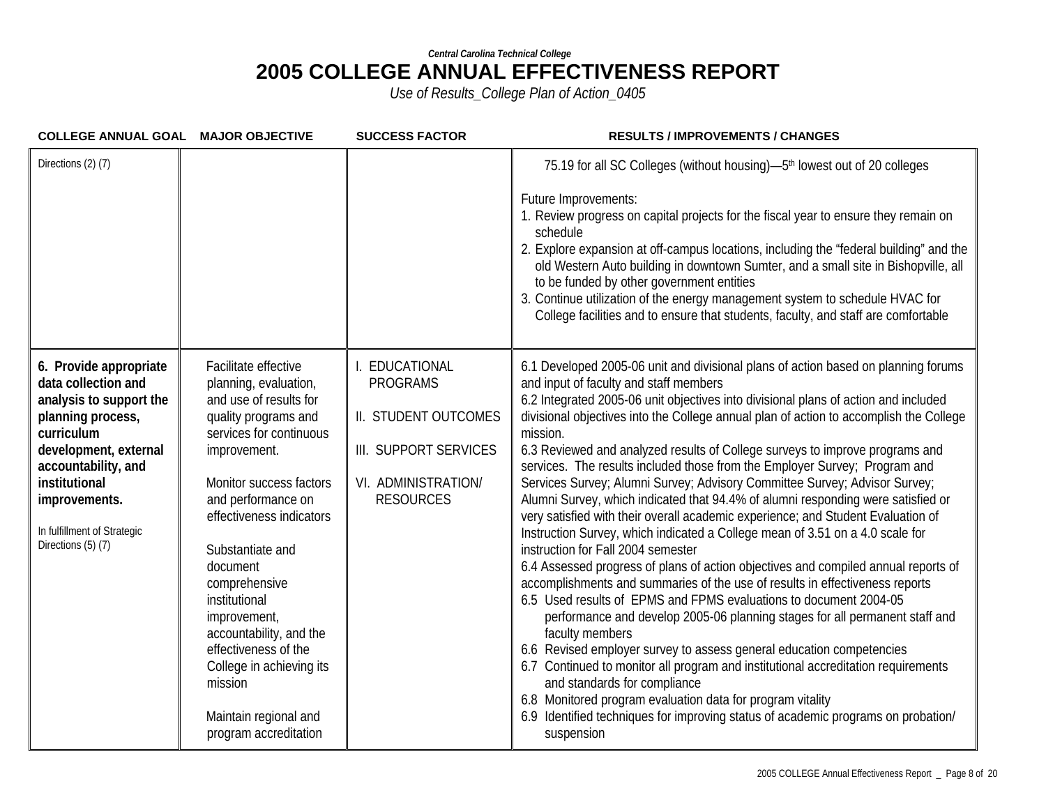*Central Carolina Technical College*

# 2005 COLLEGE ANNUAL EFFECTIVENESS REPORT

*Use of Results_College Plan of Action_0405*

| COLLEGE ANNUAL GOAL | MAJOR OBJECTIVE | SUCCESS FACTOR | RESULTS / IMPROVEMENTS / CHANGES |
|---|---|---|---|
| Directions (2) (7) | | | 75.19 for all SC Colleges (without housing)—5th lowest out of 20 colleges<br><br>Future Improvements:<br>1. Review progress on capital projects for the fiscal year to ensure they remain on schedule<br>2. Explore expansion at off-campus locations, including the "federal building" and the old Western Auto building in downtown Sumter, and a small site in Bishopville, all to be funded by other government entities<br>3. Continue utilization of the energy management system to schedule HVAC for College facilities and to ensure that students, faculty, and staff are comfortable |
| **6. Provide appropriate data collection and analysis to support the planning process, curriculum development, external accountability, and institutional improvements.**<br><br>In fulfillment of Strategic Directions (5) (7) | Facilitate effective planning, evaluation, and use of results for quality programs and services for continuous improvement.<br><br>Monitor success factors and performance on effectiveness indicators<br><br>Substantiate and document comprehensive institutional improvement, accountability, and the effectiveness of the College in achieving its mission<br><br>Maintain regional and program accreditation | I. EDUCATIONAL PROGRAMS<br><br>II. STUDENT OUTCOMES<br><br>III. SUPPORT SERVICES<br><br>VI. ADMINISTRATION/ RESOURCES | 6.1 Developed 2005-06 unit and divisional plans of action based on planning forums and input of faculty and staff members<br>6.2 Integrated 2005-06 unit objectives into divisional plans of action and included divisional objectives into the College annual plan of action to accomplish the College mission.<br>6.3 Reviewed and analyzed results of College surveys to improve programs and services. The results included those from the Employer Survey; Program and Services Survey; Alumni Survey; Advisory Committee Survey; Advisor Survey; Alumni Survey, which indicated that 94.4% of alumni responding were satisfied or very satisfied with their overall academic experience; and Student Evaluation of Instruction Survey, which indicated a College mean of 3.51 on a 4.0 scale for instruction for Fall 2004 semester<br>6.4 Assessed progress of plans of action objectives and compiled annual reports of accomplishments and summaries of the use of results in effectiveness reports<br>6.5 Used results of EPMS and FPMS evaluations to document 2004-05 performance and develop 2005-06 planning stages for all permanent staff and faculty members<br>6.6 Revised employer survey to assess general education competencies<br>6.7 Continued to monitor all program and institutional accreditation requirements and standards for compliance<br>6.8 Monitored program evaluation data for program vitality<br>6.9 Identified techniques for improving status of academic programs on probation/ suspension |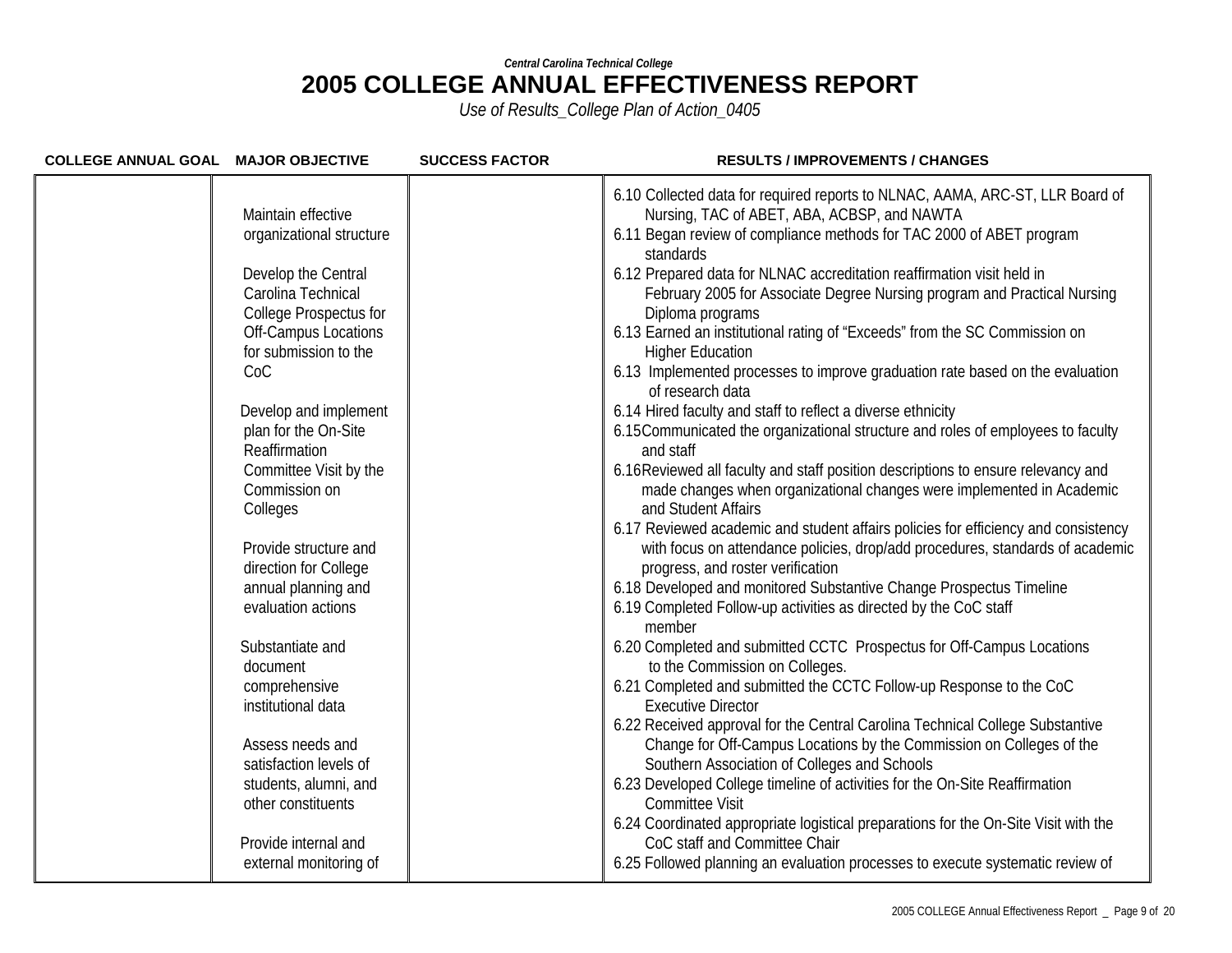*Central Carolina Technical College*

# 2005 COLLEGE ANNUAL EFFECTIVENESS REPORT

*Use of Results_College Plan of Action_0405*

| COLLEGE ANNUAL GOAL | MAJOR OBJECTIVE | SUCCESS FACTOR | RESULTS / IMPROVEMENTS / CHANGES |
|---|---|---|---|
| | Maintain effective organizational structure<br><br>Develop the Central Carolina Technical College Prospectus for Off-Campus Locations for submission to the CoC<br><br>Develop and implement plan for the On-Site Reaffirmation Committee Visit by the Commission on Colleges<br><br>Provide structure and direction for College annual planning and evaluation actions<br><br>Substantiate and document comprehensive institutional data<br><br>Assess needs and satisfaction levels of students, alumni, and other constituents<br><br>Provide internal and external monitoring of | | 6.10 Collected data for required reports to NLNAC, AAMA, ARC-ST, LLR Board of Nursing, TAC of ABET, ABA, ACBSP, and NAWTA<br>6.11 Began review of compliance methods for TAC 2000 of ABET program standards<br>6.12 Prepared data for NLNAC accreditation reaffirmation visit held in February 2005 for Associate Degree Nursing program and Practical Nursing Diploma programs<br>6.13 Earned an institutional rating of "Exceeds" from the SC Commission on Higher Education<br>6.13 Implemented processes to improve graduation rate based on the evaluation of research data<br>6.14 Hired faculty and staff to reflect a diverse ethnicity<br>6.15 Communicated the organizational structure and roles of employees to faculty and staff<br>6.16 Reviewed all faculty and staff position descriptions to ensure relevancy and made changes when organizational changes were implemented in Academic and Student Affairs<br>6.17 Reviewed academic and student affairs policies for efficiency and consistency with focus on attendance policies, drop/add procedures, standards of academic progress, and roster verification<br>6.18 Developed and monitored Substantive Change Prospectus Timeline<br>6.19 Completed Follow-up activities as directed by the CoC staff member<br>6.20 Completed and submitted CCTC Prospectus for Off-Campus Locations to the Commission on Colleges.<br>6.21 Completed and submitted the CCTC Follow-up Response to the CoC Executive Director<br>6.22 Received approval for the Central Carolina Technical College Substantive Change for Off-Campus Locations by the Commission on Colleges of the Southern Association of Colleges and Schools<br>6.23 Developed College timeline of activities for the On-Site Reaffirmation Committee Visit<br>6.24 Coordinated appropriate logistical preparations for the On-Site Visit with the CoC staff and Committee Chair<br>6.25 Followed planning an evaluation processes to execute systematic review of |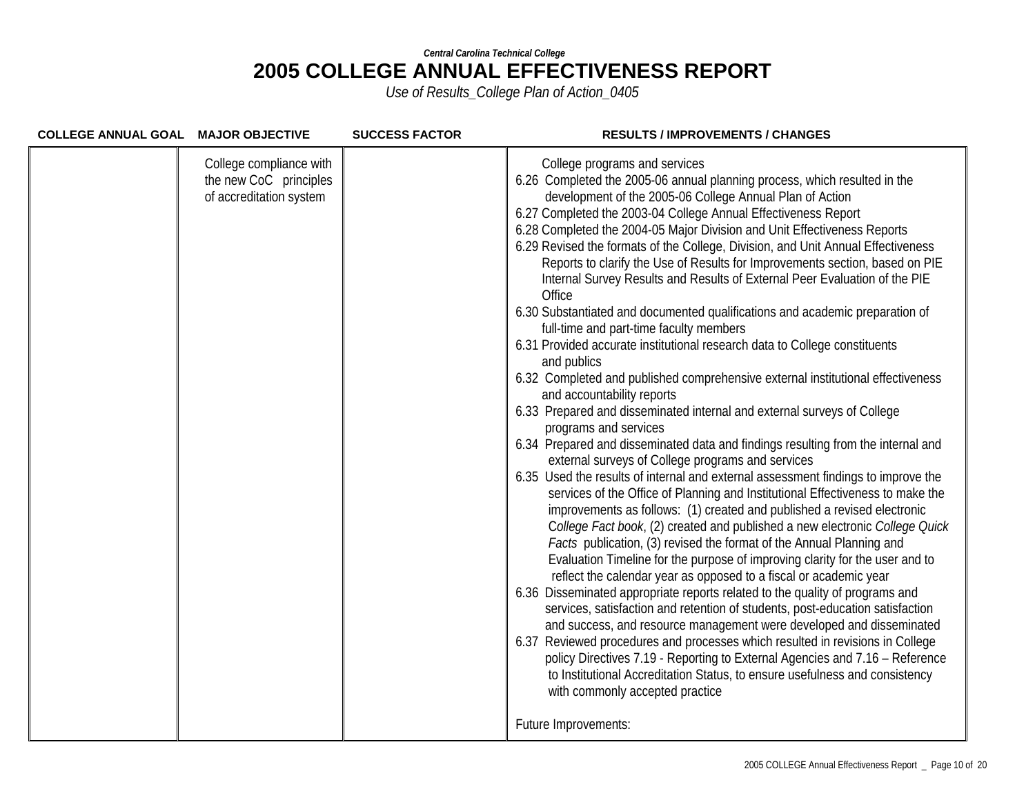*Central Carolina Technical College*

# 2005 COLLEGE ANNUAL EFFECTIVENESS REPORT

*Use of Results_College Plan of Action_0405*

| COLLEGE ANNUAL GOAL | MAJOR OBJECTIVE | SUCCESS FACTOR | RESULTS / IMPROVEMENTS / CHANGES |
|---|---|---|---|
| | College compliance with the new CoC principles of accreditation system | | College programs and services<br>6.26 Completed the 2005-06 annual planning process, which resulted in the development of the 2005-06 College Annual Plan of Action<br>6.27 Completed the 2003-04 College Annual Effectiveness Report<br>6.28 Completed the 2004-05 Major Division and Unit Effectiveness Reports<br>6.29 Revised the formats of the College, Division, and Unit Annual Effectiveness Reports to clarify the Use of Results for Improvements section, based on PIE Internal Survey Results and Results of External Peer Evaluation of the PIE Office<br>6.30 Substantiated and documented qualifications and academic preparation of full-time and part-time faculty members<br>6.31 Provided accurate institutional research data to College constituents and publics<br>6.32 Completed and published comprehensive external institutional effectiveness and accountability reports<br>6.33 Prepared and disseminated internal and external surveys of College programs and services<br>6.34 Prepared and disseminated data and findings resulting from the internal and external surveys of College programs and services<br>6.35 Used the results of internal and external assessment findings to improve the services of the Office of Planning and Institutional Effectiveness to make the improvements as follows: (1) created and published a revised electronic *College Fact book*, (2) created and published a new electronic *College Quick Facts* publication, (3) revised the format of the Annual Planning and Evaluation Timeline for the purpose of improving clarity for the user and to reflect the calendar year as opposed to a fiscal or academic year<br>6.36 Disseminated appropriate reports related to the quality of programs and services, satisfaction and retention of students, post-education satisfaction and success, and resource management were developed and disseminated<br>6.37 Reviewed procedures and processes which resulted in revisions in College policy Directives 7.19 - Reporting to External Agencies and 7.16 – Reference to Institutional Accreditation Status, to ensure usefulness and consistency with commonly accepted practice<br><br>Future Improvements: |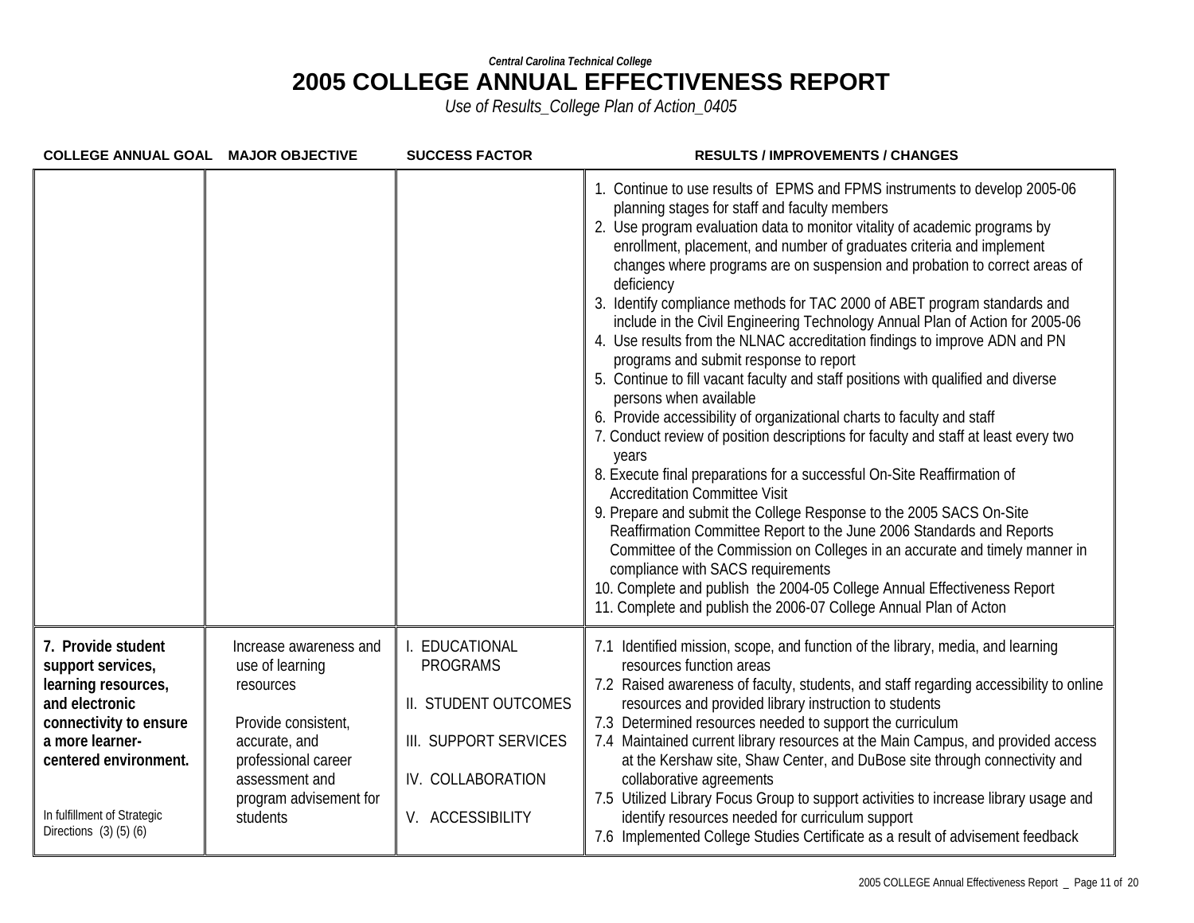*Central Carolina Technical College*

# 2005 COLLEGE ANNUAL EFFECTIVENESS REPORT

*Use of Results_College Plan of Action_0405*

| COLLEGE ANNUAL GOAL | MAJOR OBJECTIVE | SUCCESS FACTOR | RESULTS / IMPROVEMENTS / CHANGES |
|---|---|---|---|
| | | | 1. Continue to use results of EPMS and FPMS instruments to develop 2005-06 planning stages for staff and faculty members<br>2. Use program evaluation data to monitor vitality of academic programs by enrollment, placement, and number of graduates criteria and implement changes where programs are on suspension and probation to correct areas of deficiency<br>3. Identify compliance methods for TAC 2000 of ABET program standards and include in the Civil Engineering Technology Annual Plan of Action for 2005-06<br>4. Use results from the NLNAC accreditation findings to improve ADN and PN programs and submit response to report<br>5. Continue to fill vacant faculty and staff positions with qualified and diverse persons when available<br>6. Provide accessibility of organizational charts to faculty and staff<br>7. Conduct review of position descriptions for faculty and staff at least every two years<br>8. Execute final preparations for a successful On-Site Reaffirmation of Accreditation Committee Visit<br>9. Prepare and submit the College Response to the 2005 SACS On-Site Reaffirmation Committee Report to the June 2006 Standards and Reports Committee of the Commission on Colleges in an accurate and timely manner in compliance with SACS requirements<br>10. Complete and publish the 2004-05 College Annual Effectiveness Report<br>11. Complete and publish the 2006-07 College Annual Plan of Acton |
| **7. Provide student support services, learning resources, and electronic connectivity to ensure a more learner-centered environment.**<br><br>In fulfillment of Strategic Directions (3) (5) (6) | Increase awareness and use of learning resources<br><br>Provide consistent, accurate, and professional career assessment and program advisement for students | I. EDUCATIONAL PROGRAMS<br><br>II. STUDENT OUTCOMES<br><br>III. SUPPORT SERVICES<br><br>IV. COLLABORATION<br><br>V. ACCESSIBILITY | 7.1 Identified mission, scope, and function of the library, media, and learning resources function areas<br>7.2 Raised awareness of faculty, students, and staff regarding accessibility to online resources and provided library instruction to students<br>7.3 Determined resources needed to support the curriculum<br>7.4 Maintained current library resources at the Main Campus, and provided access at the Kershaw site, Shaw Center, and DuBose site through connectivity and collaborative agreements<br>7.5 Utilized Library Focus Group to support activities to increase library usage and identify resources needed for curriculum support<br>7.6 Implemented College Studies Certificate as a result of advisement feedback |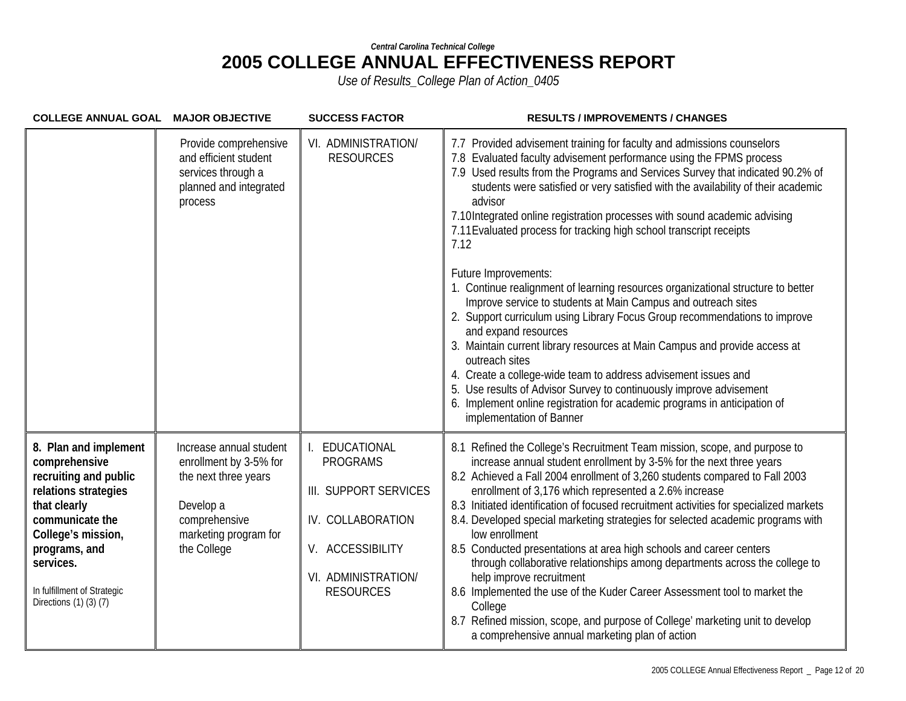*Central Carolina Technical College*

# 2005 COLLEGE ANNUAL EFFECTIVENESS REPORT

*Use of Results_College Plan of Action_0405*

| COLLEGE ANNUAL GOAL | MAJOR OBJECTIVE | SUCCESS FACTOR | RESULTS / IMPROVEMENTS / CHANGES |
|---|---|---|---|
| | Provide comprehensive and efficient student services through a planned and integrated process | VI. ADMINISTRATION/ RESOURCES | 7.7 Provided advisement training for faculty and admissions counselors<br>7.8 Evaluated faculty advisement performance using the FPMS process<br>7.9 Used results from the Programs and Services Survey that indicated 90.2% of students were satisfied or very satisfied with the availability of their academic advisor<br>7.10 Integrated online registration processes with sound academic advising<br>7.11 Evaluated process for tracking high school transcript receipts<br>7.12<br><br>Future Improvements:<br>1. Continue realignment of learning resources organizational structure to better Improve service to students at Main Campus and outreach sites<br>2. Support curriculum using Library Focus Group recommendations to improve and expand resources<br>3. Maintain current library resources at Main Campus and provide access at outreach sites<br>4. Create a college-wide team to address advisement issues and<br>5. Use results of Advisor Survey to continuously improve advisement<br>6. Implement online registration for academic programs in anticipation of implementation of Banner |
| **8. Plan and implement comprehensive recruiting and public relations strategies that clearly communicate the College's mission, programs, and services.**<br><br>In fulfillment of Strategic Directions (1) (3) (7) | Increase annual student enrollment by 3-5% for the next three years<br><br>Develop a comprehensive marketing program for the College | I. EDUCATIONAL PROGRAMS<br><br>III. SUPPORT SERVICES<br><br>IV. COLLABORATION<br><br>V. ACCESSIBILITY<br><br>VI. ADMINISTRATION/ RESOURCES | 8.1 Refined the College's Recruitment Team mission, scope, and purpose to increase annual student enrollment by 3-5% for the next three years<br>8.2 Achieved a Fall 2004 enrollment of 3,260 students compared to Fall 2003 enrollment of 3,176 which represented a 2.6% increase<br>8.3 Initiated identification of focused recruitment activities for specialized markets<br>8.4. Developed special marketing strategies for selected academic programs with low enrollment<br>8.5 Conducted presentations at area high schools and career centers through collaborative relationships among departments across the college to help improve recruitment<br>8.6 Implemented the use of the Kuder Career Assessment tool to market the College<br>8.7 Refined mission, scope, and purpose of College' marketing unit to develop a comprehensive annual marketing plan of action |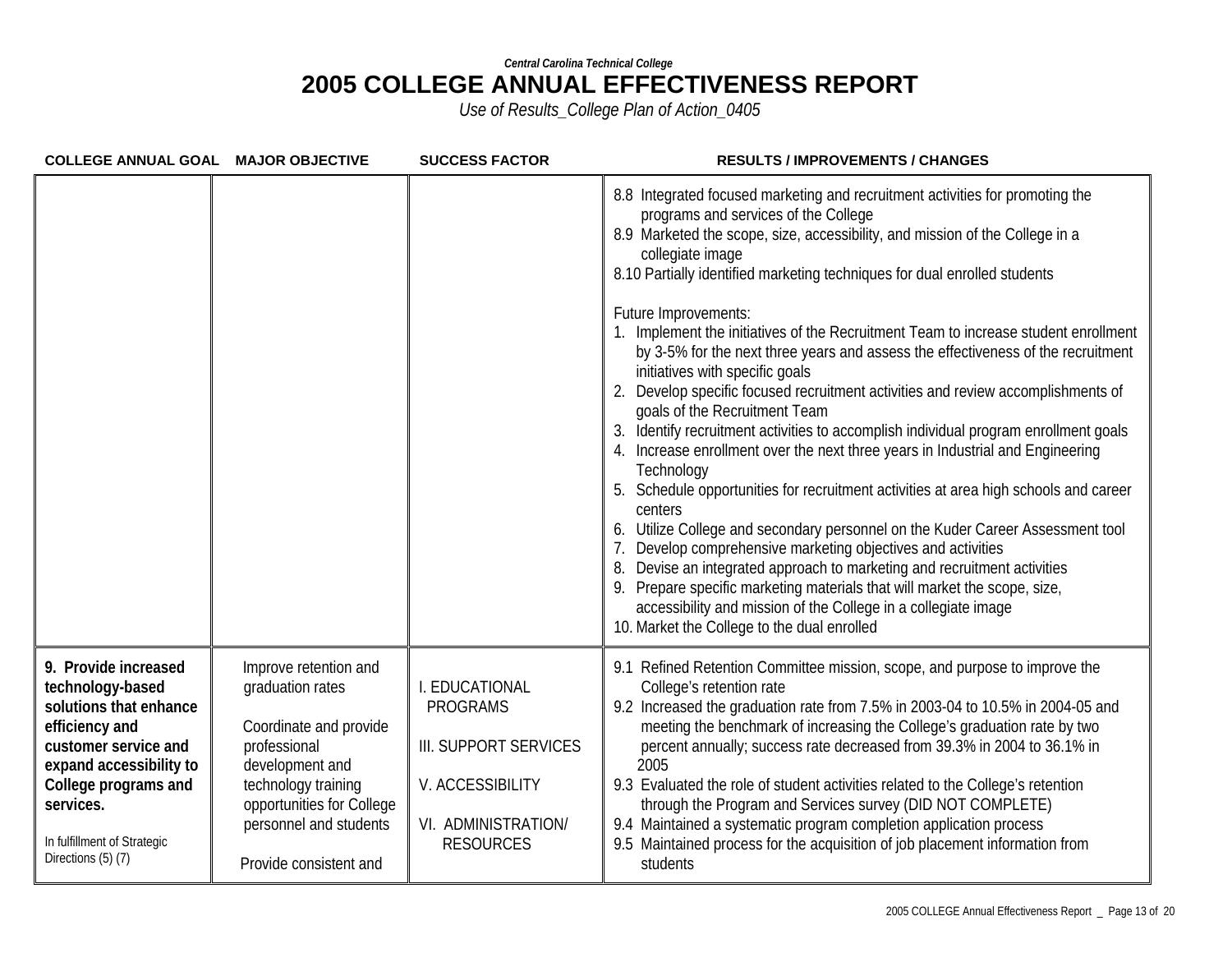*Central Carolina Technical College*

# 2005 COLLEGE ANNUAL EFFECTIVENESS REPORT

*Use of Results_College Plan of Action_0405*

| COLLEGE ANNUAL GOAL | MAJOR OBJECTIVE | SUCCESS FACTOR | RESULTS / IMPROVEMENTS / CHANGES |
|---|---|---|---|
| | | | 8.8 Integrated focused marketing and recruitment activities for promoting the programs and services of the College<br>8.9 Marketed the scope, size, accessibility, and mission of the College in a collegiate image<br>8.10 Partially identified marketing techniques for dual enrolled students<br><br>Future Improvements:<br>1. Implement the initiatives of the Recruitment Team to increase student enrollment by 3-5% for the next three years and assess the effectiveness of the recruitment initiatives with specific goals<br>2. Develop specific focused recruitment activities and review accomplishments of goals of the Recruitment Team<br>3. Identify recruitment activities to accomplish individual program enrollment goals<br>4. Increase enrollment over the next three years in Industrial and Engineering Technology<br>5. Schedule opportunities for recruitment activities at area high schools and career centers<br>6. Utilize College and secondary personnel on the Kuder Career Assessment tool<br>7. Develop comprehensive marketing objectives and activities<br>8. Devise an integrated approach to marketing and recruitment activities<br>9. Prepare specific marketing materials that will market the scope, size, accessibility and mission of the College in a collegiate image<br>10. Market the College to the dual enrolled |
| **9. Provide increased technology-based solutions that enhance efficiency and customer service and expand accessibility to College programs and services.**<br><br>In fulfillment of Strategic Directions (5) (7) | Improve retention and graduation rates<br><br>Coordinate and provide professional development and technology training opportunities for College personnel and students<br><br>Provide consistent and | I. EDUCATIONAL PROGRAMS<br><br>III. SUPPORT SERVICES<br><br>V. ACCESSIBILITY<br><br>VI. ADMINISTRATION/ RESOURCES | 9.1 Refined Retention Committee mission, scope, and purpose to improve the College's retention rate<br>9.2 Increased the graduation rate from 7.5% in 2003-04 to 10.5% in 2004-05 and meeting the benchmark of increasing the College's graduation rate by two percent annually; success rate decreased from 39.3% in 2004 to 36.1% in 2005<br>9.3 Evaluated the role of student activities related to the College's retention through the Program and Services survey (DID NOT COMPLETE)<br>9.4 Maintained a systematic program completion application process<br>9.5 Maintained process for the acquisition of job placement information from students |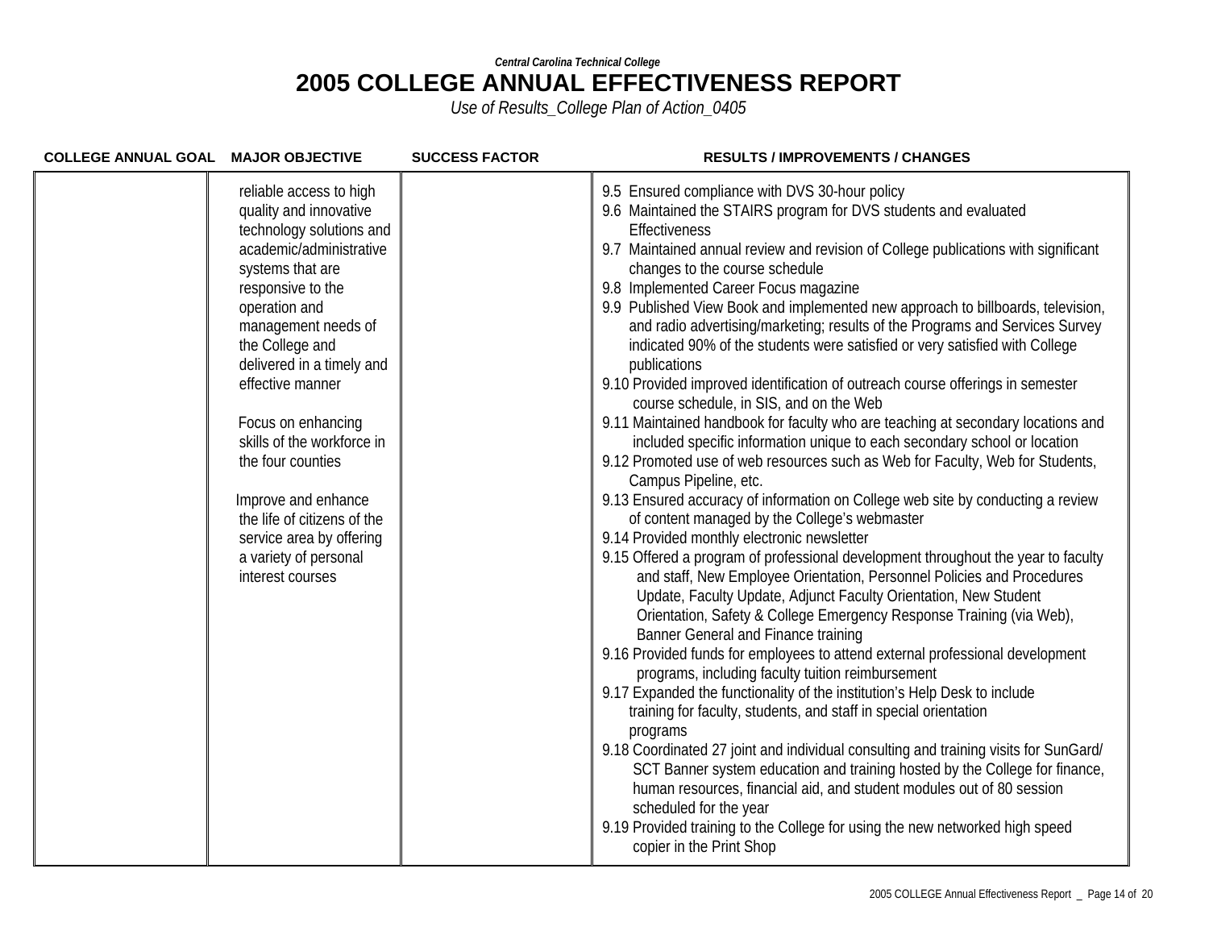*Central Carolina Technical College*

# 2005 COLLEGE ANNUAL EFFECTIVENESS REPORT

*Use of Results_College Plan of Action_0405*

| COLLEGE ANNUAL GOAL | MAJOR OBJECTIVE | SUCCESS FACTOR | RESULTS / IMPROVEMENTS / CHANGES |
|---|---|---|---|
| | reliable access to high quality and innovative technology solutions and academic/administrative systems that are responsive to the operation and management needs of the College and delivered in a timely and effective manner<br><br>Focus on enhancing skills of the workforce in the four counties<br><br>Improve and enhance the life of citizens of the service area by offering a variety of personal interest courses | | 9.5 Ensured compliance with DVS 30-hour policy<br>9.6 Maintained the STAIRS program for DVS students and evaluated Effectiveness<br>9.7 Maintained annual review and revision of College publications with significant changes to the course schedule<br>9.8 Implemented Career Focus magazine<br>9.9 Published View Book and implemented new approach to billboards, television, and radio advertising/marketing; results of the Programs and Services Survey indicated 90% of the students were satisfied or very satisfied with College publications<br>9.10 Provided improved identification of outreach course offerings in semester course schedule, in SIS, and on the Web<br>9.11 Maintained handbook for faculty who are teaching at secondary locations and included specific information unique to each secondary school or location<br>9.12 Promoted use of web resources such as Web for Faculty, Web for Students, Campus Pipeline, etc.<br>9.13 Ensured accuracy of information on College web site by conducting a review of content managed by the College's webmaster<br>9.14 Provided monthly electronic newsletter<br>9.15 Offered a program of professional development throughout the year to faculty and staff, New Employee Orientation, Personnel Policies and Procedures Update, Faculty Update, Adjunct Faculty Orientation, New Student Orientation, Safety & College Emergency Response Training (via Web), Banner General and Finance training<br>9.16 Provided funds for employees to attend external professional development programs, including faculty tuition reimbursement<br>9.17 Expanded the functionality of the institution's Help Desk to include training for faculty, students, and staff in special orientation programs<br>9.18 Coordinated 27 joint and individual consulting and training visits for SunGard/ SCT Banner system education and training hosted by the College for finance, human resources, financial aid, and student modules out of 80 session scheduled for the year<br>9.19 Provided training to the College for using the new networked high speed copier in the Print Shop |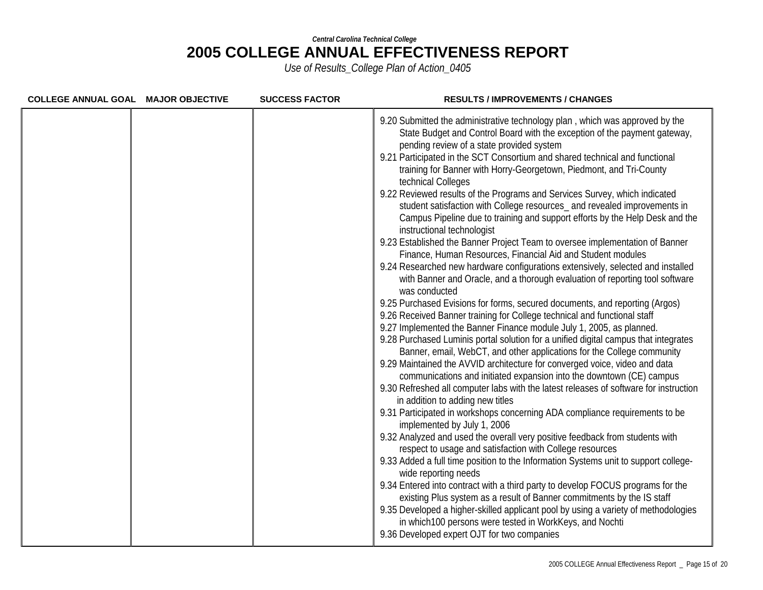*Central Carolina Technical College*

# 2005 COLLEGE ANNUAL EFFECTIVENESS REPORT

*Use of Results_College Plan of Action_0405*

| COLLEGE ANNUAL GOAL | MAJOR OBJECTIVE | SUCCESS FACTOR | RESULTS / IMPROVEMENTS / CHANGES |
|---|---|---|---|
| | | | 9.20 Submitted the administrative technology plan , which was approved by the State Budget and Control Board with the exception of the payment gateway, pending review of a state provided system<br>9.21 Participated in the SCT Consortium and shared technical and functional training for Banner with Horry-Georgetown, Piedmont, and Tri-County technical Colleges<br>9.22 Reviewed results of the Programs and Services Survey, which indicated student satisfaction with College resources_ and revealed improvements in Campus Pipeline due to training and support efforts by the Help Desk and the instructional technologist<br>9.23 Established the Banner Project Team to oversee implementation of Banner Finance, Human Resources, Financial Aid and Student modules<br>9.24 Researched new hardware configurations extensively, selected and installed with Banner and Oracle, and a thorough evaluation of reporting tool software was conducted<br>9.25 Purchased Evisions for forms, secured documents, and reporting (Argos)<br>9.26 Received Banner training for College technical and functional staff<br>9.27 Implemented the Banner Finance module July 1, 2005, as planned.<br>9.28 Purchased Luminis portal solution for a unified digital campus that integrates Banner, email, WebCT, and other applications for the College community<br>9.29 Maintained the AVVID architecture for converged voice, video and data communications and initiated expansion into the downtown (CE) campus<br>9.30 Refreshed all computer labs with the latest releases of software for instruction in addition to adding new titles<br>9.31 Participated in workshops concerning ADA compliance requirements to be implemented by July 1, 2006<br>9.32 Analyzed and used the overall very positive feedback from students with respect to usage and satisfaction with College resources<br>9.33 Added a full time position to the Information Systems unit to support college-wide reporting needs<br>9.34 Entered into contract with a third party to develop FOCUS programs for the existing Plus system as a result of Banner commitments by the IS staff<br>9.35 Developed a higher-skilled applicant pool by using a variety of methodologies in which100 persons were tested in WorkKeys, and Nochti<br>9.36 Developed expert OJT for two companies |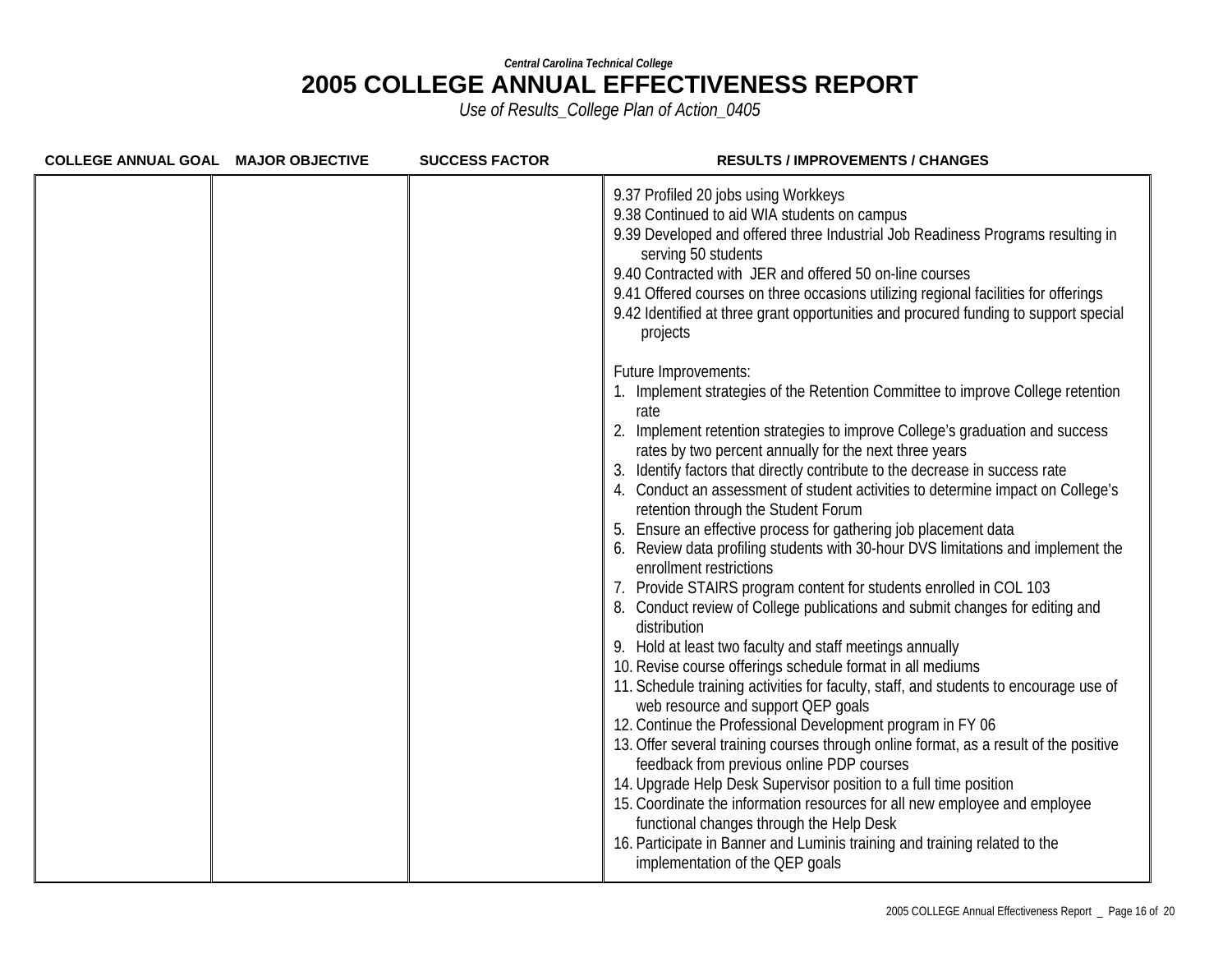*Central Carolina Technical College*

# 2005 COLLEGE ANNUAL EFFECTIVENESS REPORT

*Use of Results_College Plan of Action_0405*

| COLLEGE ANNUAL GOAL | MAJOR OBJECTIVE | SUCCESS FACTOR | RESULTS / IMPROVEMENTS / CHANGES |
|---|---|---|---|
| | | | 9.37 Profiled 20 jobs using Workkeys<br>9.38 Continued to aid WIA students on campus<br>9.39 Developed and offered three Industrial Job Readiness Programs resulting in serving 50 students<br>9.40 Contracted with JER and offered 50 on-line courses<br>9.41 Offered courses on three occasions utilizing regional facilities for offerings<br>9.42 Identified at three grant opportunities and procured funding to support special projects<br><br>Future Improvements:<br>1. Implement strategies of the Retention Committee to improve College retention rate<br>2. Implement retention strategies to improve College's graduation and success rates by two percent annually for the next three years<br>3. Identify factors that directly contribute to the decrease in success rate<br>4. Conduct an assessment of student activities to determine impact on College's retention through the Student Forum<br>5. Ensure an effective process for gathering job placement data<br>6. Review data profiling students with 30-hour DVS limitations and implement the enrollment restrictions<br>7. Provide STAIRS program content for students enrolled in COL 103<br>8. Conduct review of College publications and submit changes for editing and distribution<br>9. Hold at least two faculty and staff meetings annually<br>10. Revise course offerings schedule format in all mediums<br>11. Schedule training activities for faculty, staff, and students to encourage use of web resource and support QEP goals<br>12. Continue the Professional Development program in FY 06<br>13. Offer several training courses through online format, as a result of the positive feedback from previous online PDP courses<br>14. Upgrade Help Desk Supervisor position to a full time position<br>15. Coordinate the information resources for all new employee and employee functional changes through the Help Desk<br>16. Participate in Banner and Luminis training and training related to the implementation of the QEP goals |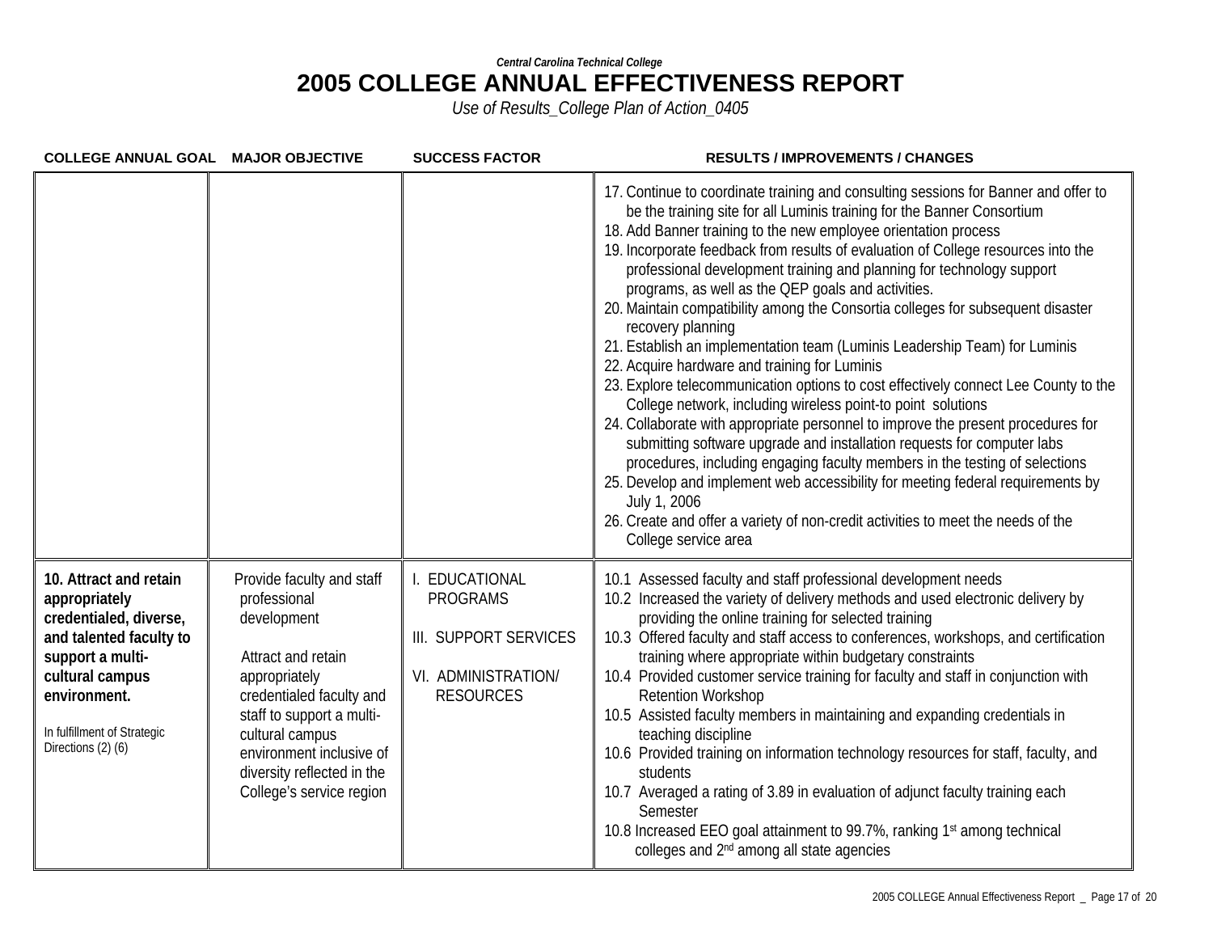*Central Carolina Technical College*

# 2005 COLLEGE ANNUAL EFFECTIVENESS REPORT

*Use of Results_College Plan of Action_0405*

| COLLEGE ANNUAL GOAL | MAJOR OBJECTIVE | SUCCESS FACTOR | RESULTS / IMPROVEMENTS / CHANGES |
|---|---|---|---|
| | | | 17. Continue to coordinate training and consulting sessions for Banner and offer to be the training site for all Luminis training for the Banner Consortium<br>18. Add Banner training to the new employee orientation process<br>19. Incorporate feedback from results of evaluation of College resources into the professional development training and planning for technology support programs, as well as the QEP goals and activities.<br>20. Maintain compatibility among the Consortia colleges for subsequent disaster recovery planning<br>21. Establish an implementation team (Luminis Leadership Team) for Luminis<br>22. Acquire hardware and training for Luminis<br>23. Explore telecommunication options to cost effectively connect Lee County to the College network, including wireless point-to point solutions<br>24. Collaborate with appropriate personnel to improve the present procedures for submitting software upgrade and installation requests for computer labs procedures, including engaging faculty members in the testing of selections<br>25. Develop and implement web accessibility for meeting federal requirements by July 1, 2006<br>26. Create and offer a variety of non-credit activities to meet the needs of the College service area |
| **10. Attract and retain appropriately credentialed, diverse, and talented faculty to support a multi-cultural campus environment.**<br><br>In fulfillment of Strategic Directions (2) (6) | Provide faculty and staff professional development<br><br>Attract and retain appropriately credentialed faculty and staff to support a multi-cultural campus environment inclusive of diversity reflected in the College's service region | I. EDUCATIONAL PROGRAMS<br><br>III. SUPPORT SERVICES<br><br>VI. ADMINISTRATION/ RESOURCES | 10.1 Assessed faculty and staff professional development needs<br>10.2 Increased the variety of delivery methods and used electronic delivery by providing the online training for selected training<br>10.3 Offered faculty and staff access to conferences, workshops, and certification training where appropriate within budgetary constraints<br>10.4 Provided customer service training for faculty and staff in conjunction with Retention Workshop<br>10.5 Assisted faculty members in maintaining and expanding credentials in teaching discipline<br>10.6 Provided training on information technology resources for staff, faculty, and students<br>10.7 Averaged a rating of 3.89 in evaluation of adjunct faculty training each Semester<br>10.8 Increased EEO goal attainment to 99.7%, ranking 1st among technical colleges and 2nd among all state agencies |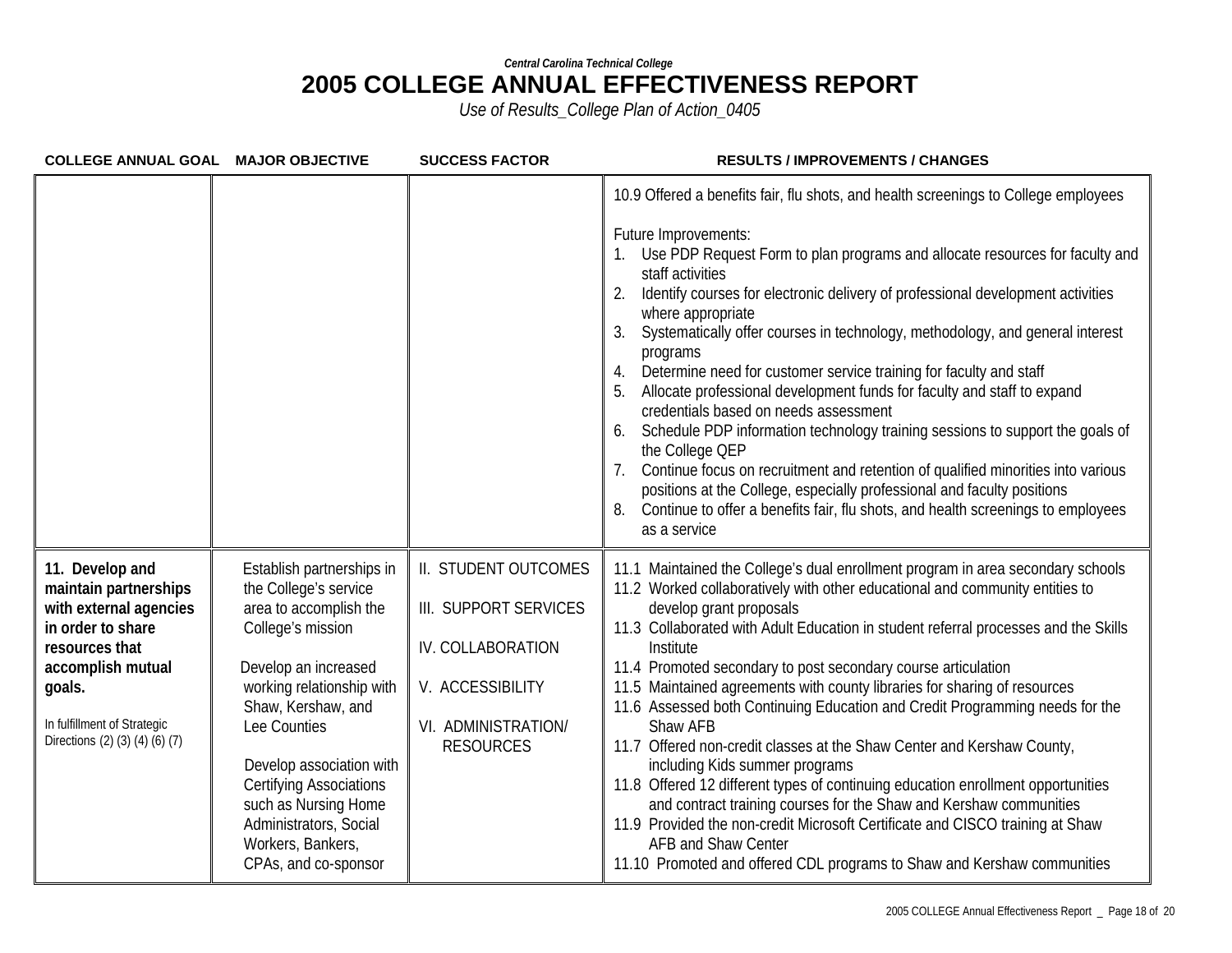*Central Carolina Technical College*

# 2005 COLLEGE ANNUAL EFFECTIVENESS REPORT

*Use of Results_College Plan of Action_0405*

| COLLEGE ANNUAL GOAL | MAJOR OBJECTIVE | SUCCESS FACTOR | RESULTS / IMPROVEMENTS / CHANGES |
|---|---|---|---|
| | | | 10.9 Offered a benefits fair, flu shots, and health screenings to College employees<br><br>Future Improvements:<br>1. Use PDP Request Form to plan programs and allocate resources for faculty and staff activities<br>2. Identify courses for electronic delivery of professional development activities where appropriate<br>3. Systematically offer courses in technology, methodology, and general interest programs<br>4. Determine need for customer service training for faculty and staff<br>5. Allocate professional development funds for faculty and staff to expand credentials based on needs assessment<br>6. Schedule PDP information technology training sessions to support the goals of the College QEP<br>7. Continue focus on recruitment and retention of qualified minorities into various positions at the College, especially professional and faculty positions<br>8. Continue to offer a benefits fair, flu shots, and health screenings to employees as a service |
| **11. Develop and maintain partnerships with external agencies in order to share resources that accomplish mutual goals.**<br><br>In fulfillment of Strategic Directions (2) (3) (4) (6) (7) | Establish partnerships in the College's service area to accomplish the College's mission<br><br>Develop an increased working relationship with Shaw, Kershaw, and Lee Counties<br><br>Develop association with Certifying Associations such as Nursing Home Administrators, Social Workers, Bankers, CPAs, and co-sponsor | II. STUDENT OUTCOMES<br><br>III. SUPPORT SERVICES<br><br>IV. COLLABORATION<br><br>V. ACCESSIBILITY<br><br>VI. ADMINISTRATION/ RESOURCES | 11.1 Maintained the College's dual enrollment program in area secondary schools<br>11.2 Worked collaboratively with other educational and community entities to develop grant proposals<br>11.3 Collaborated with Adult Education in student referral processes and the Skills Institute<br>11.4 Promoted secondary to post secondary course articulation<br>11.5 Maintained agreements with county libraries for sharing of resources<br>11.6 Assessed both Continuing Education and Credit Programming needs for the Shaw AFB<br>11.7 Offered non-credit classes at the Shaw Center and Kershaw County, including Kids summer programs<br>11.8 Offered 12 different types of continuing education enrollment opportunities and contract training courses for the Shaw and Kershaw communities<br>11.9 Provided the non-credit Microsoft Certificate and CISCO training at Shaw AFB and Shaw Center<br>11.10 Promoted and offered CDL programs to Shaw and Kershaw communities |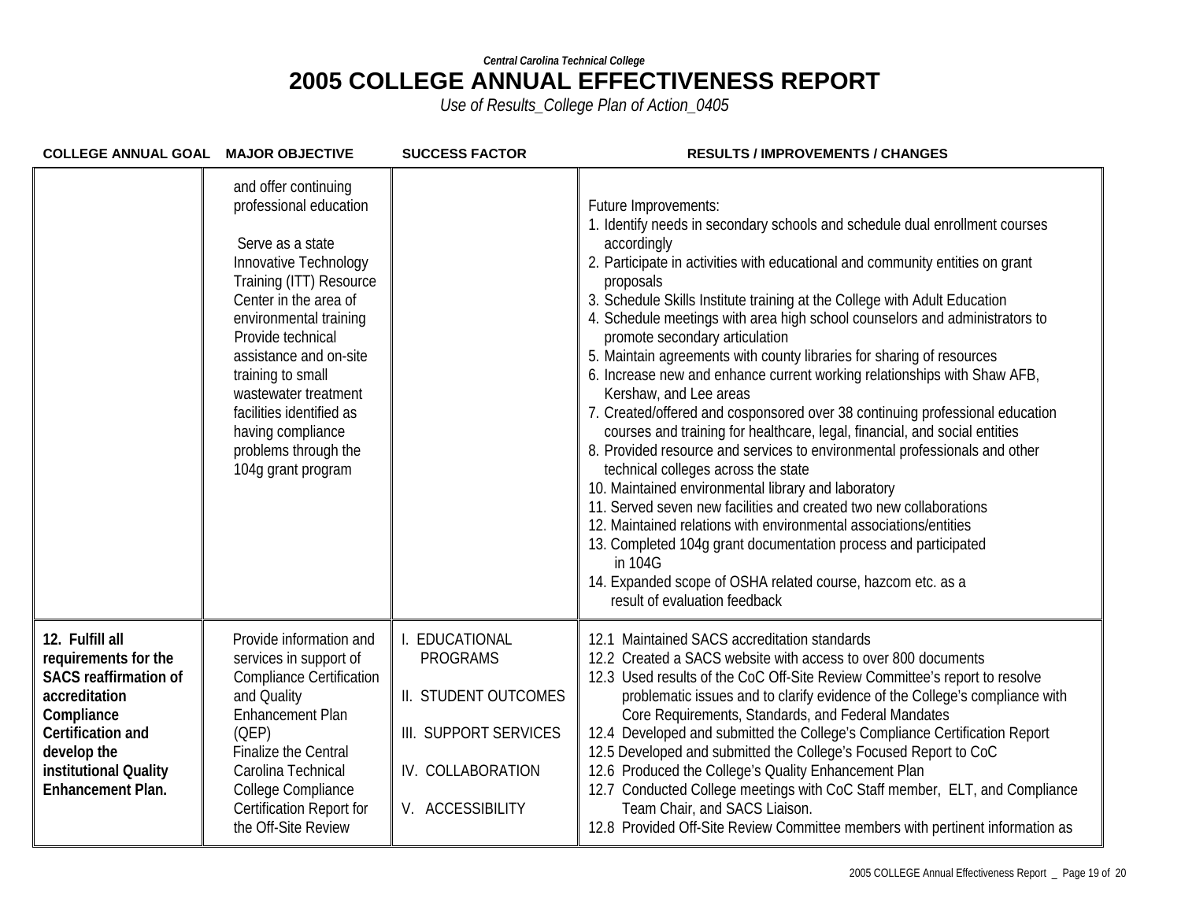*Central Carolina Technical College*

# 2005 COLLEGE ANNUAL EFFECTIVENESS REPORT

*Use of Results_College Plan of Action_0405*

| COLLEGE ANNUAL GOAL | MAJOR OBJECTIVE | SUCCESS FACTOR | RESULTS / IMPROVEMENTS / CHANGES |
|---|---|---|---|
| | and offer continuing professional education<br><br>Serve as a state Innovative Technology Training (ITT) Resource Center in the area of environmental training<br>Provide technical assistance and on-site training to small wastewater treatment facilities identified as having compliance problems through the 104g grant program | | Future Improvements:<br>1. Identify needs in secondary schools and schedule dual enrollment courses accordingly<br>2. Participate in activities with educational and community entities on grant proposals<br>3. Schedule Skills Institute training at the College with Adult Education<br>4. Schedule meetings with area high school counselors and administrators to promote secondary articulation<br>5. Maintain agreements with county libraries for sharing of resources<br>6. Increase new and enhance current working relationships with Shaw AFB, Kershaw, and Lee areas<br>7. Created/offered and cosponsored over 38 continuing professional education courses and training for healthcare, legal, financial, and social entities<br>8. Provided resource and services to environmental professionals and other technical colleges across the state<br>10. Maintained environmental library and laboratory<br>11. Served seven new facilities and created two new collaborations<br>12. Maintained relations with environmental associations/entities<br>13. Completed 104g grant documentation process and participated in 104G<br>14. Expanded scope of OSHA related course, hazcom etc. as a result of evaluation feedback |
| **12. Fulfill all requirements for the SACS reaffirmation of accreditation Compliance Certification and develop the institutional Quality Enhancement Plan.** | Provide information and services in support of Compliance Certification and Quality Enhancement Plan (QEP)<br>Finalize the Central Carolina Technical College Compliance Certification Report for the Off-Site Review | I. EDUCATIONAL PROGRAMS<br><br>II. STUDENT OUTCOMES<br><br>III. SUPPORT SERVICES<br><br>IV. COLLABORATION<br><br>V. ACCESSIBILITY | 12.1 Maintained SACS accreditation standards<br>12.2 Created a SACS website with access to over 800 documents<br>12.3 Used results of the CoC Off-Site Review Committee's report to resolve problematic issues and to clarify evidence of the College's compliance with Core Requirements, Standards, and Federal Mandates<br>12.4 Developed and submitted the College's Compliance Certification Report<br>12.5 Developed and submitted the College's Focused Report to CoC<br>12.6 Produced the College's Quality Enhancement Plan<br>12.7 Conducted College meetings with CoC Staff member, ELT, and Compliance Team Chair, and SACS Liaison.<br>12.8 Provided Off-Site Review Committee members with pertinent information as |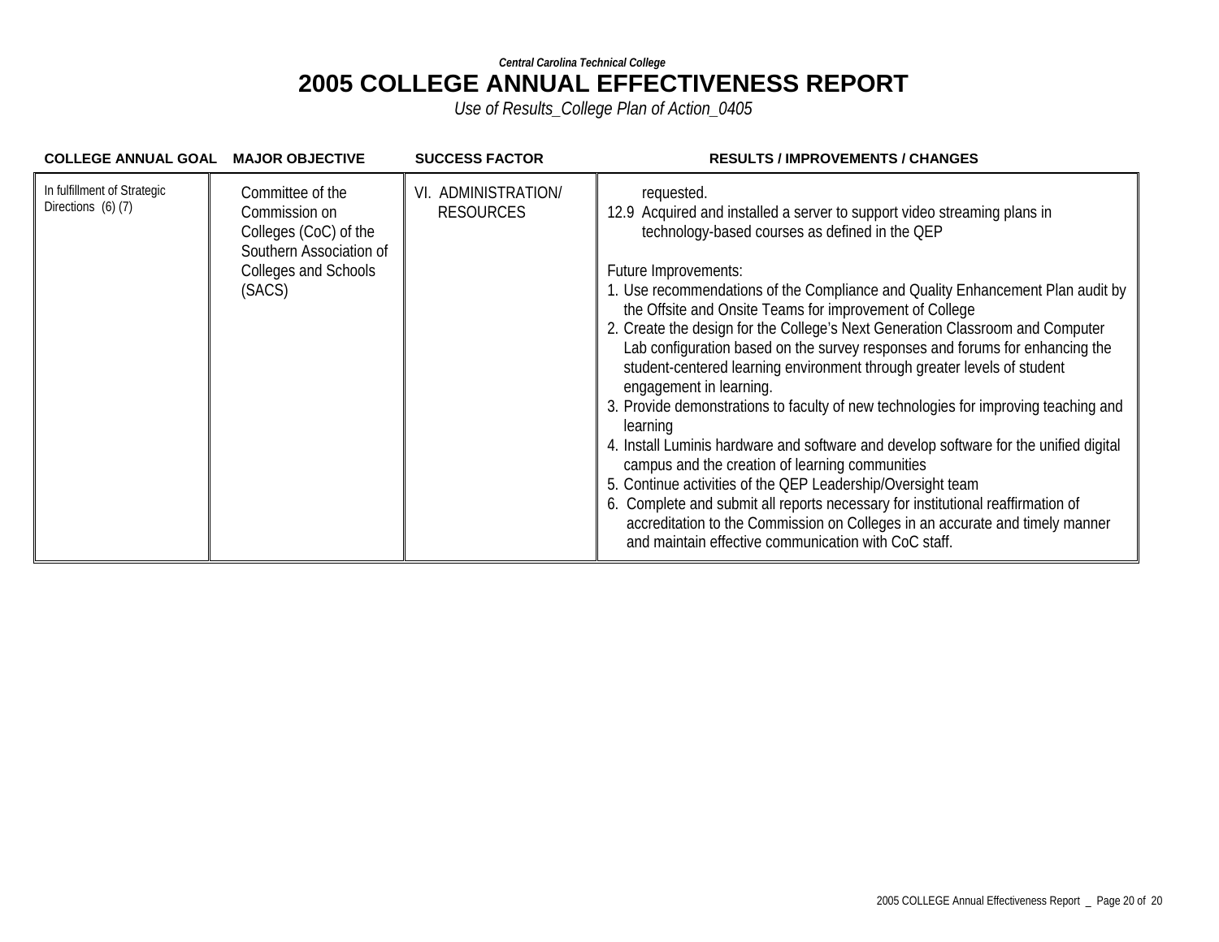*Central Carolina Technical College*

# 2005 COLLEGE ANNUAL EFFECTIVENESS REPORT

*Use of Results_College Plan of Action_0405*

| COLLEGE ANNUAL GOAL | MAJOR OBJECTIVE | SUCCESS FACTOR | RESULTS / IMPROVEMENTS / CHANGES |
|---|---|---|---|
| In fulfillment of Strategic Directions (6) (7) | Committee of the Commission on Colleges (CoC) of the Southern Association of Colleges and Schools (SACS) | VI. ADMINISTRATION/ RESOURCES | requested.<br>12.9 Acquired and installed a server to support video streaming plans in technology-based courses as defined in the QEP<br><br>Future Improvements:<br>1. Use recommendations of the Compliance and Quality Enhancement Plan audit by the Offsite and Onsite Teams for improvement of College<br>2. Create the design for the College's Next Generation Classroom and Computer Lab configuration based on the survey responses and forums for enhancing the student-centered learning environment through greater levels of student engagement in learning.<br>3. Provide demonstrations to faculty of new technologies for improving teaching and learning<br>4. Install Luminis hardware and software and develop software for the unified digital campus and the creation of learning communities<br>5. Continue activities of the QEP Leadership/Oversight team<br>6. Complete and submit all reports necessary for institutional reaffirmation of accreditation to the Commission on Colleges in an accurate and timely manner and maintain effective communication with CoC staff. |